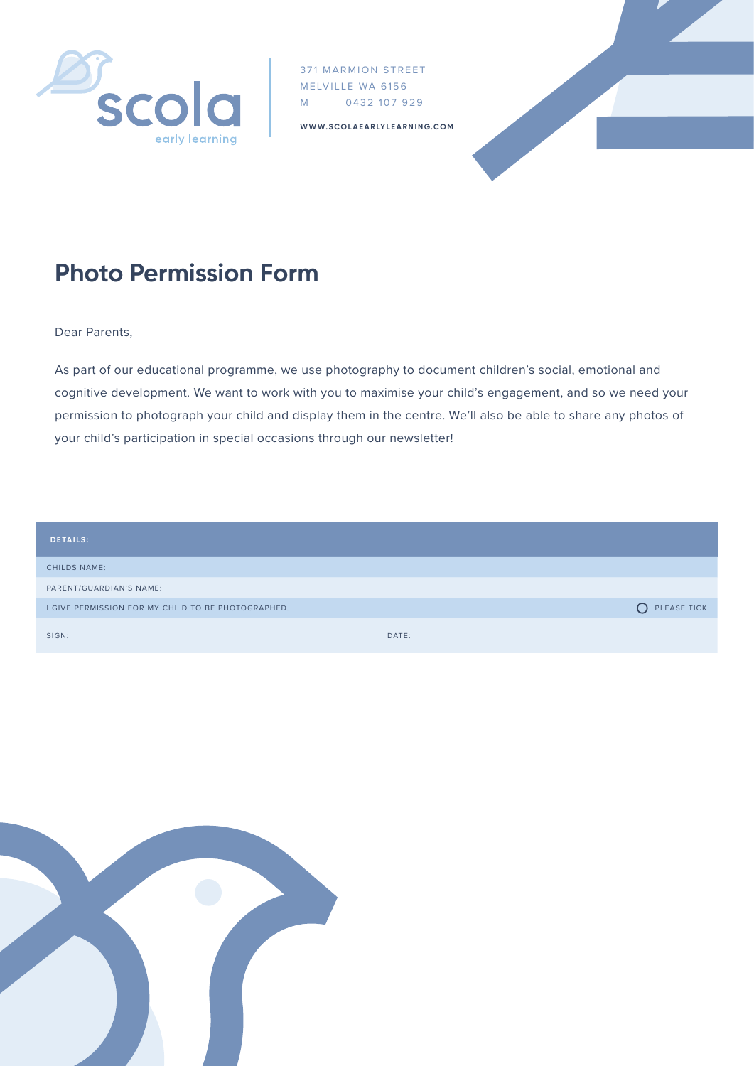scola
early learning

371 MARMION STREET
MELVILLE WA 6156
M 0432 107 929

**WWW.SCOLAEARLYLEARNING.COM**

# Photo Permission Form

Dear Parents,

As part of our educational programme, we use photography to document children's social, emotional and cognitive development. We want to work with you to maximise your child's engagement, and so we need your permission to photograph your child and display them in the centre. We'll also be able to share any photos of your child's participation in special occasions through our newsletter!

| **DETAILS:** | |
|---|---|
| CHILDS NAME: | |
| PARENT/GUARDIAN'S NAME: | |
| I GIVE PERMISSION FOR MY CHILD TO BE PHOTOGRAPHED. | ○ PLEASE TICK |
| SIGN: | DATE: |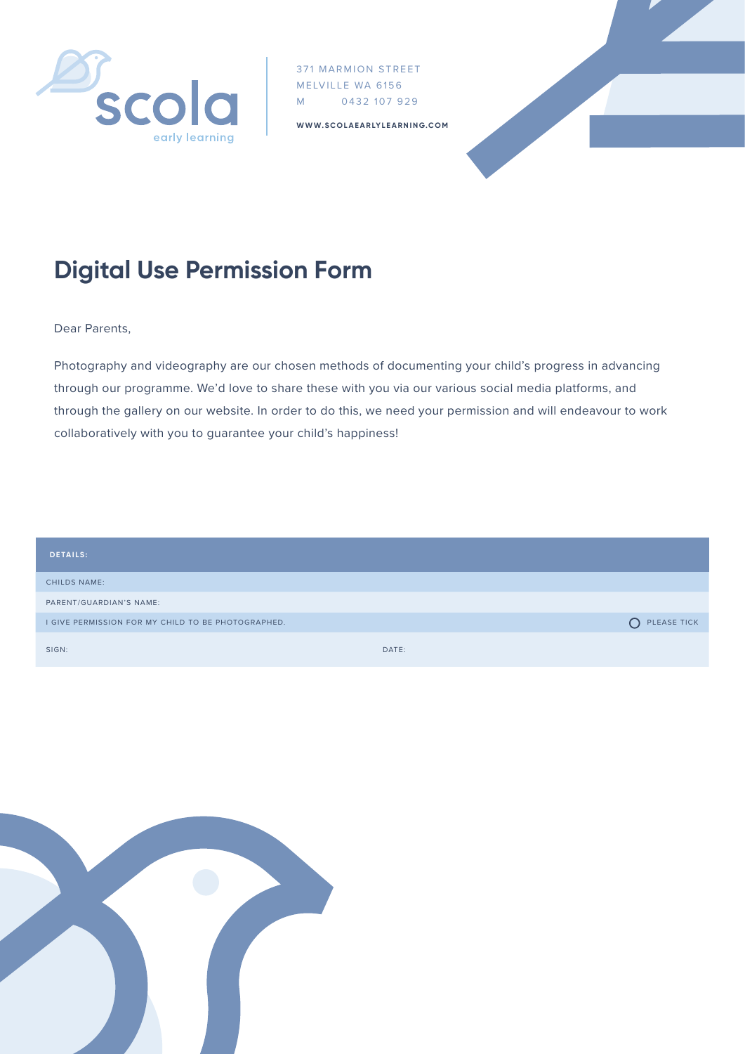scola

early learning

371 MARMION STREET
MELVILLE WA 6156
M 0432 107 929

**WWW.SCOLAEARLYLEARNING.COM**

# Digital Use Permission Form

Dear Parents,

Photography and videography are our chosen methods of documenting your child's progress in advancing through our programme. We'd love to share these with you via our various social media platforms, and through the gallery on our website. In order to do this, we need your permission and will endeavour to work collaboratively with you to guarantee your child's happiness!

| **DETAILS:** | | |
|---|---|---|
| CHILDS NAME: | | |
| PARENT/GUARDIAN'S NAME: | | |
| I GIVE PERMISSION FOR MY CHILD TO BE PHOTOGRAPHED. | | ◯ PLEASE TICK |
| SIGN: | DATE: | |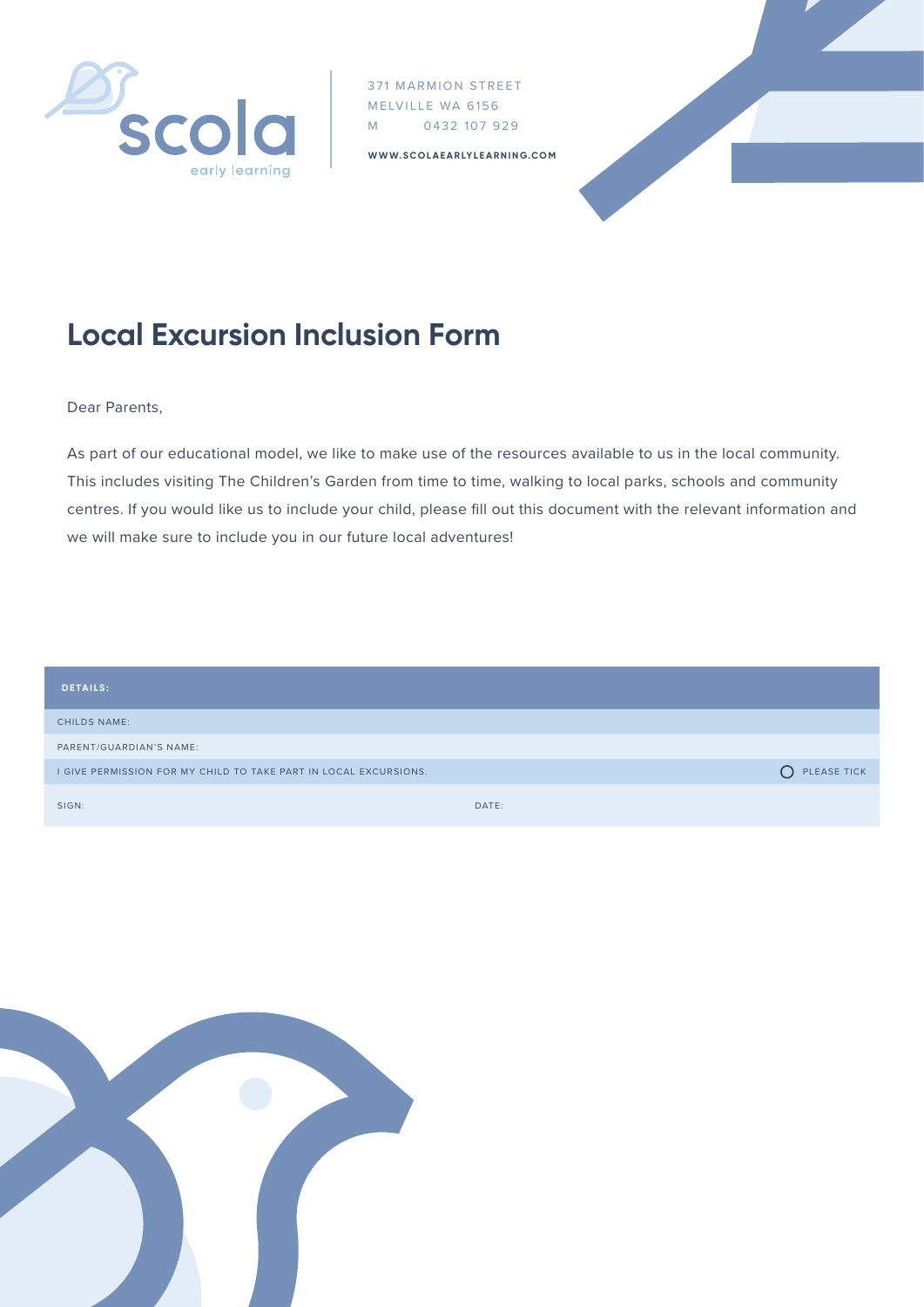scola early learning

371 MARMION STREET
MELVILLE WA 6156
M 0432 107 929

**WWW.SCOLAEARLYLEARNING.COM**

# Local Excursion Inclusion Form

Dear Parents,

As part of our educational model, we like to make use of the resources available to us in the local community. This includes visiting The Children's Garden from time to time, walking to local parks, schools and community centres. If you would like us to include your child, please fill out this document with the relevant information and we will make sure to include you in our future local adventures!

| **DETAILS:** | | |
|---|---|---|
| CHILDS NAME: | | |
| PARENT/GUARDIAN'S NAME: | | |
| I GIVE PERMISSION FOR MY CHILD TO TAKE PART IN LOCAL EXCURSIONS. | | ○ PLEASE TICK |
| SIGN: | DATE: | |